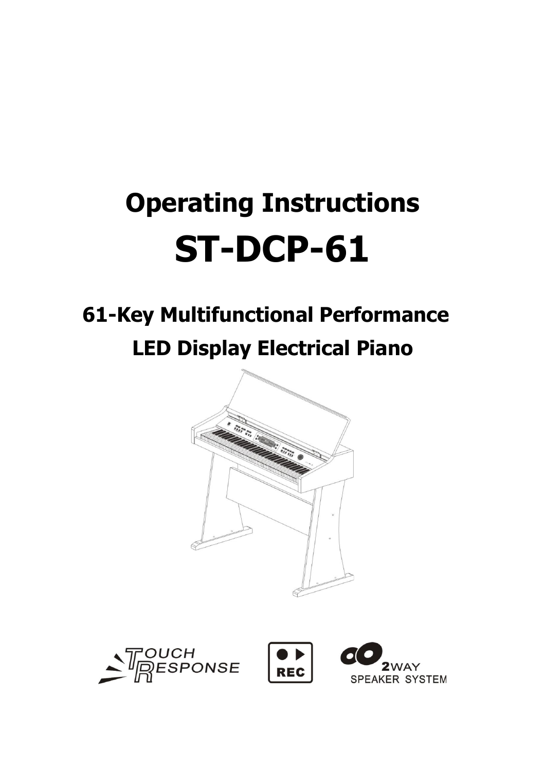# Operating Instructions

# ST-DCP-61

## 61-Key Multifunctional Performance LED Display Electrical Piano

TOUCH RESPONSE

REC

2WAY SPEAKER SYSTEM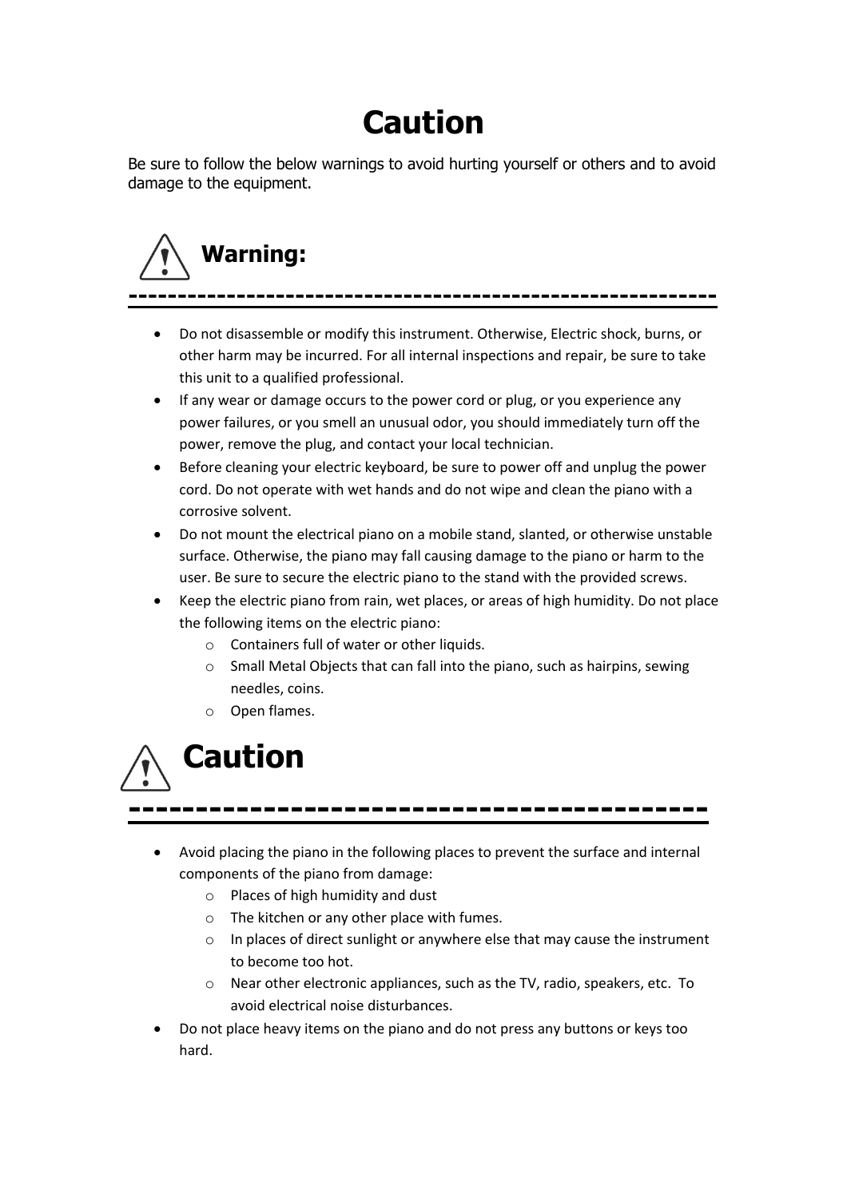# Caution

Be sure to follow the below warnings to avoid hurting yourself or others and to avoid damage to the equipment.

## Warning:

- Do not disassemble or modify this instrument. Otherwise, Electric shock, burns, or other harm may be incurred. For all internal inspections and repair, be sure to take this unit to a qualified professional.
- If any wear or damage occurs to the power cord or plug, or you experience any power failures, or you smell an unusual odor, you should immediately turn off the power, remove the plug, and contact your local technician.
- Before cleaning your electric keyboard, be sure to power off and unplug the power cord. Do not operate with wet hands and do not wipe and clean the piano with a corrosive solvent.
- Do not mount the electrical piano on a mobile stand, slanted, or otherwise unstable surface. Otherwise, the piano may fall causing damage to the piano or harm to the user. Be sure to secure the electric piano to the stand with the provided screws.
- Keep the electric piano from rain, wet places, or areas of high humidity. Do not place the following items on the electric piano:
  - Containers full of water or other liquids.
  - Small Metal Objects that can fall into the piano, such as hairpins, sewing needles, coins.
  - Open flames.

## Caution

- Avoid placing the piano in the following places to prevent the surface and internal components of the piano from damage:
  - Places of high humidity and dust
  - The kitchen or any other place with fumes.
  - In places of direct sunlight or anywhere else that may cause the instrument to become too hot.
  - Near other electronic appliances, such as the TV, radio, speakers, etc. To avoid electrical noise disturbances.
- Do not place heavy items on the piano and do not press any buttons or keys too hard.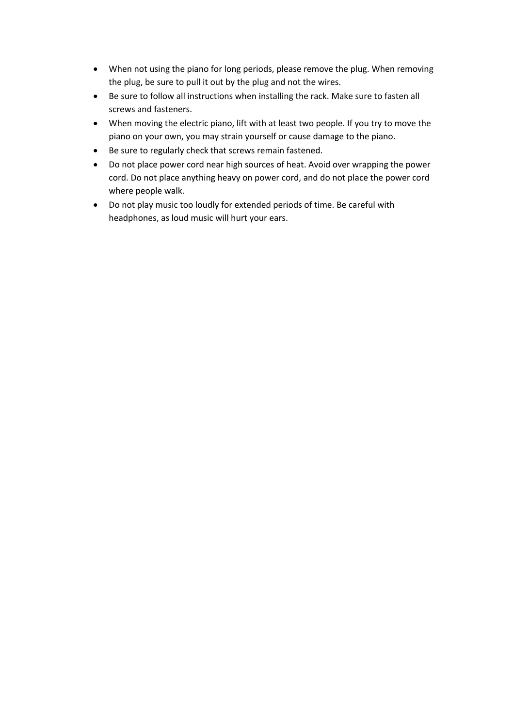- When not using the piano for long periods, please remove the plug. When removing the plug, be sure to pull it out by the plug and not the wires.
- Be sure to follow all instructions when installing the rack. Make sure to fasten all screws and fasteners.
- When moving the electric piano, lift with at least two people. If you try to move the piano on your own, you may strain yourself or cause damage to the piano.
- Be sure to regularly check that screws remain fastened.
- Do not place power cord near high sources of heat. Avoid over wrapping the power cord. Do not place anything heavy on power cord, and do not place the power cord where people walk.
- Do not play music too loudly for extended periods of time. Be careful with headphones, as loud music will hurt your ears.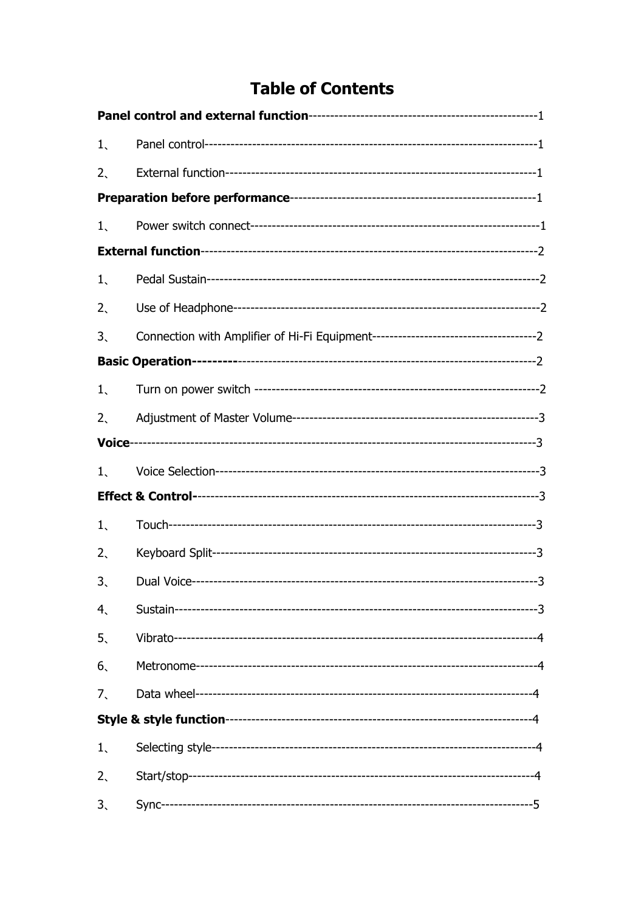# Table of Contents

**Panel control and external function**-----------------------------------------------------1

1、 Panel control---------------------------------------------------------------------------1

2、 External function----------------------------------------------------------------------1

**Preparation before performance**------------------------------------------------------1

1、 Power switch connect------------------------------------------------------------------1

**External function**-----------------------------------------------------------------------------2

1、 Pedal Sustain---------------------------------------------------------------------------2

2、 Use of Headphone-------------------------------------------------------------------------2

3、 Connection with Amplifier of Hi-Fi Equipment--------------------------------------2

**Basic Operation---------**-------------------------------------------------------------------2

1、 Turn on power switch -------------------------------------------------------------------2

2、 Adjustment of Master Volume--------------------------------------------------------3

**Voice**------------------------------------------------------------------------------------------3

1、 Voice Selection--------------------------------------------------------------------------3

**Effect & Control-**--------------------------------------------------------------------------3

1、 Touch------------------------------------------------------------------------------------3

2、 Keyboard Split--------------------------------------------------------------------------3

3、 Dual Voice------------------------------------------------------------------------------3

4、 Sustain-----------------------------------------------------------------------------------3

5、 Vibrato-----------------------------------------------------------------------------------4

6、 Metronome------------------------------------------------------------------------------4

7、 Data wheel------------------------------------------------------------------------------4

**Style & style function**-------------------------------------------------------------------4

1、 Selecting style--------------------------------------------------------------------------4

2、 Start/stop--------------------------------------------------------------------------------4

3、 Sync--------------------------------------------------------------------------------------5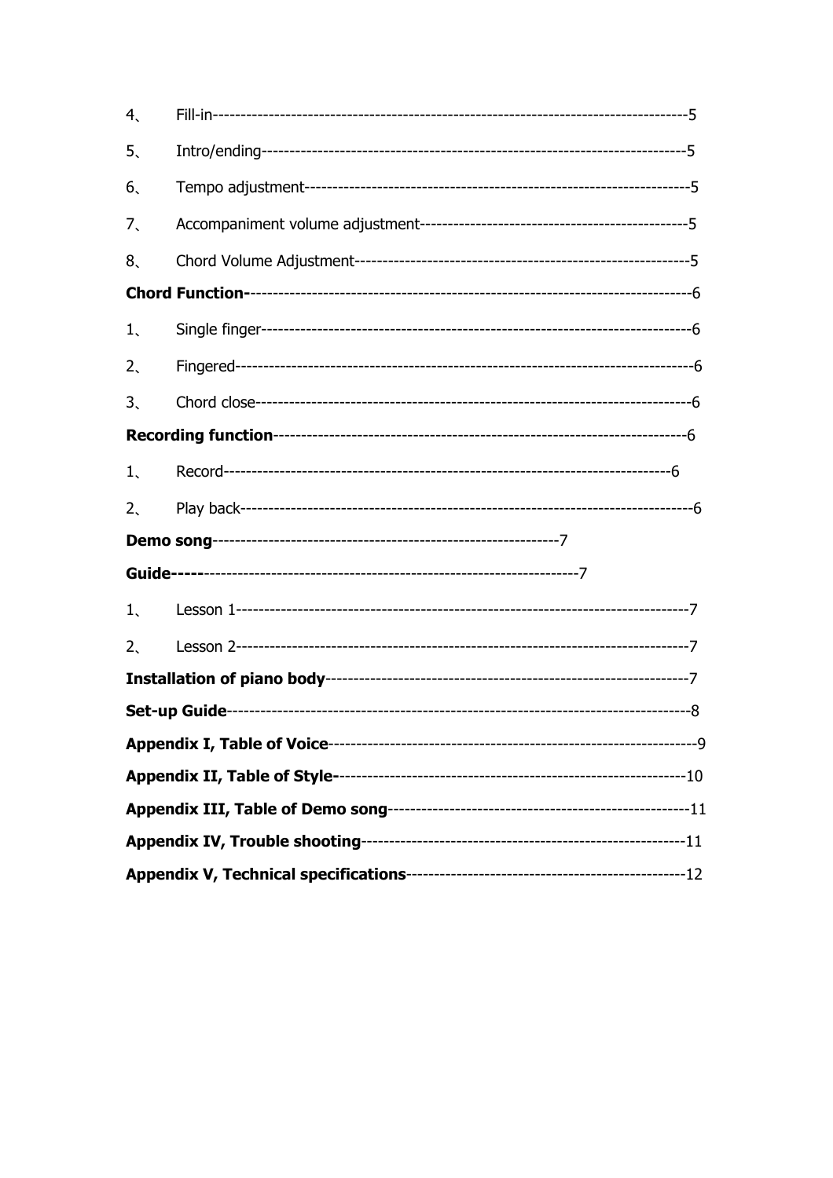4、 Fill-in-----------------------------------------------------------------------------------5

5、 Intro/ending-----------------------------------------------------------------------------5

6、 Tempo adjustment--------------------------------------------------------------------5

7、 Accompaniment volume adjustment------------------------------------------------5

8、 Chord Volume Adjustment-----------------------------------------------------------5

**Chord Function-**-----------------------------------------------------------------------------6

1、 Single finger---------------------------------------------------------------------------6

2、 Fingered-------------------------------------------------------------------------------6

3、 Chord close----------------------------------------------------------------------------6

**Recording function**-------------------------------------------------------------------------6

1、 Record---------------------------------------------------------------------------6

2、 Play back------------------------------------------------------------------------------6

**Demo song**-------------------------------------------------------------7

**Guide-----**------------------------------------------------------------------7

1、 Lesson 1------------------------------------------------------------------------------7

2、 Lesson 2------------------------------------------------------------------------------7

**Installation of piano body**------------------------------------------------------------------7

**Set-up Guide**---------------------------------------------------------------------------------8

**Appendix I, Table of Voice**------------------------------------------------------------------9

**Appendix II, Table of Style-**--------------------------------------------------------------10

**Appendix III, Table of Demo song**------------------------------------------------------11

**Appendix IV, Trouble shooting**----------------------------------------------------------11

**Appendix V, Technical specifications**--------------------------------------------------12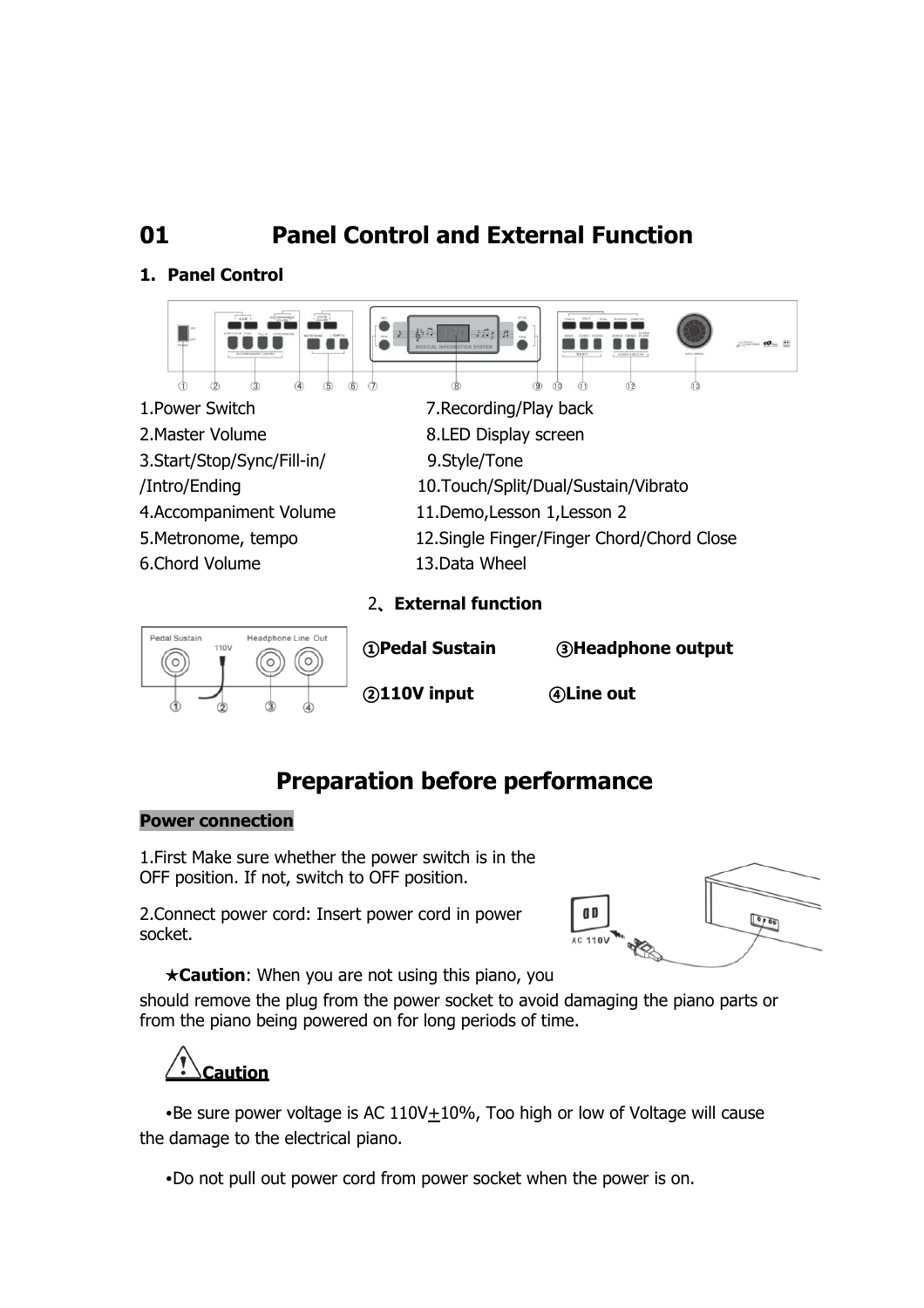# 01 Panel Control and External Function

## 1. Panel Control

1.Power Switch
2.Master Volume
3.Start/Stop/Sync/Fill-in/
/Intro/Ending
4.Accompaniment Volume
5.Metronome, tempo
6.Chord Volume
7.Recording/Play back
8.LED Display screen
9.Style/Tone
10.Touch/Split/Dual/Sustain/Vibrato
11.Demo,Lesson 1,Lesson 2
12.Single Finger/Finger Chord/Chord Close
13.Data Wheel

## 2、External function

**①Pedal Sustain**

**②110V input**

**③Headphone output**

**④Line out**

# Preparation before performance

**Power connection**

1.First Make sure whether the power switch is in the OFF position. If not, switch to OFF position.

2.Connect power cord: Insert power cord in power socket.

★**Caution**: When you are not using this piano, you should remove the plug from the power socket to avoid damaging the piano parts or from the piano being powered on for long periods of time.

**Caution**

- Be sure power voltage is AC 110V±10%, Too high or low of Voltage will cause the damage to the electrical piano.

- Do not pull out power cord from power socket when the power is on.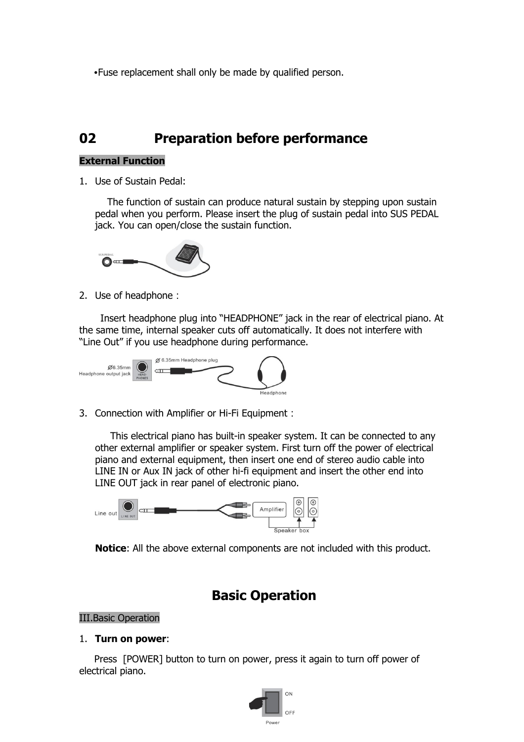•Fuse replacement shall only be made by qualified person.

# 02 Preparation before performance

**External Function**

1. Use of Sustain Pedal:

   The function of sustain can produce natural sustain by stepping upon sustain pedal when you perform. Please insert the plug of sustain pedal into SUS PEDAL jack. You can open/close the sustain function.

2. Use of headphone :

   Insert headphone plug into "HEADPHONE" jack in the rear of electrical piano. At the same time, internal speaker cuts off automatically. It does not interfere with "Line Out" if you use headphone during performance.

3. Connection with Amplifier or Hi-Fi Equipment :

   This electrical piano has built-in speaker system. It can be connected to any other external amplifier or speaker system. First turn off the power of electrical piano and external equipment, then insert one end of stereo audio cable into LINE IN or Aux IN jack of other hi-fi equipment and insert the other end into LINE OUT jack in rear panel of electronic piano.

**Notice**: All the above external components are not included with this product.

# Basic Operation

III.Basic Operation

1. **Turn on power**:

Press [POWER] button to turn on power, press it again to turn off power of electrical piano.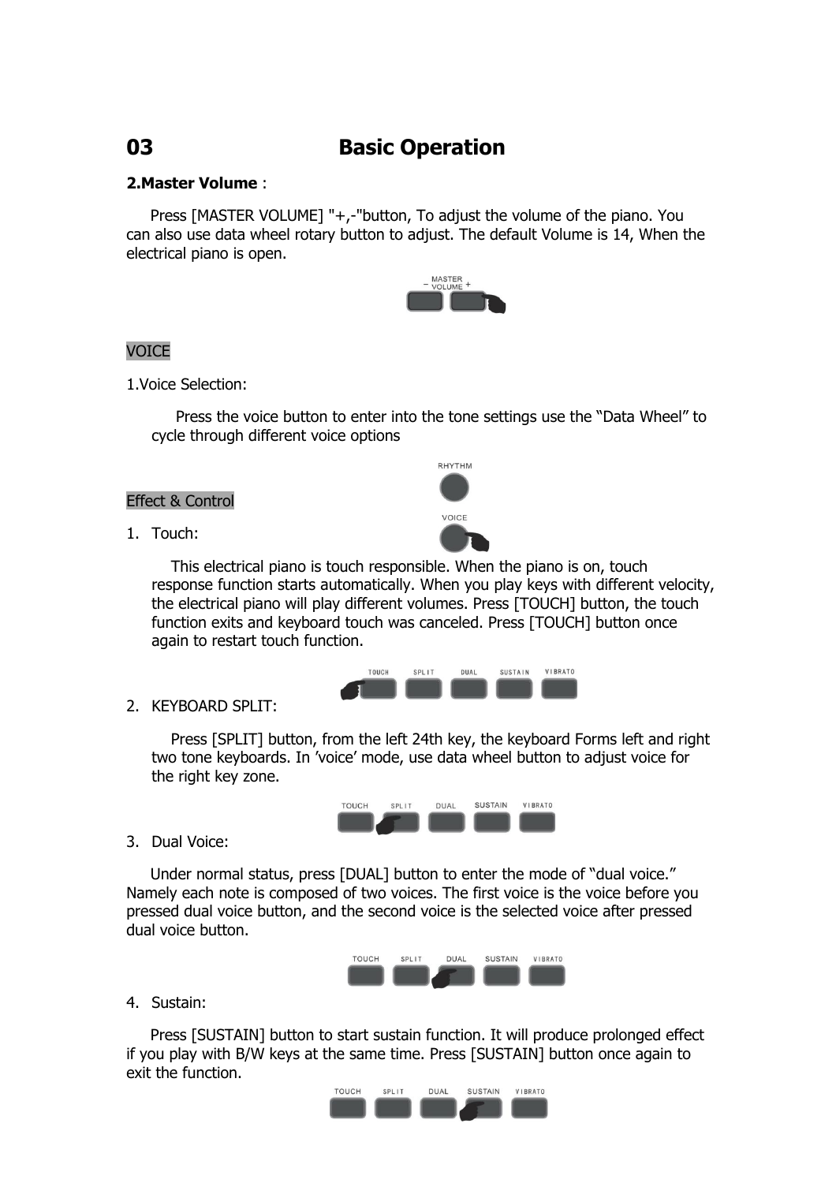# 03 Basic Operation

**2.Master Volume** :

Press [MASTER VOLUME] "+,-"button, To adjust the volume of the piano. You can also use data wheel rotary button to adjust. The default Volume is 14, When the electrical piano is open.

VOICE

1.Voice Selection:

Press the voice button to enter into the tone settings use the "Data Wheel" to cycle through different voice options

Effect & Control

1. Touch:

   This electrical piano is touch responsible. When the piano is on, touch response function starts automatically. When you play keys with different velocity, the electrical piano will play different volumes. Press [TOUCH] button, the touch function exits and keyboard touch was canceled. Press [TOUCH] button once again to restart touch function.

2. KEYBOARD SPLIT:

   Press [SPLIT] button, from the left 24th key, the keyboard Forms left and right two tone keyboards. In 'voice' mode, use data wheel button to adjust voice for the right key zone.

3. Dual Voice:

Under normal status, press [DUAL] button to enter the mode of "dual voice." Namely each note is composed of two voices. The first voice is the voice before you pressed dual voice button, and the second voice is the selected voice after pressed dual voice button.

4. Sustain:

Press [SUSTAIN] button to start sustain function. It will produce prolonged effect if you play with B/W keys at the same time. Press [SUSTAIN] button once again to exit the function.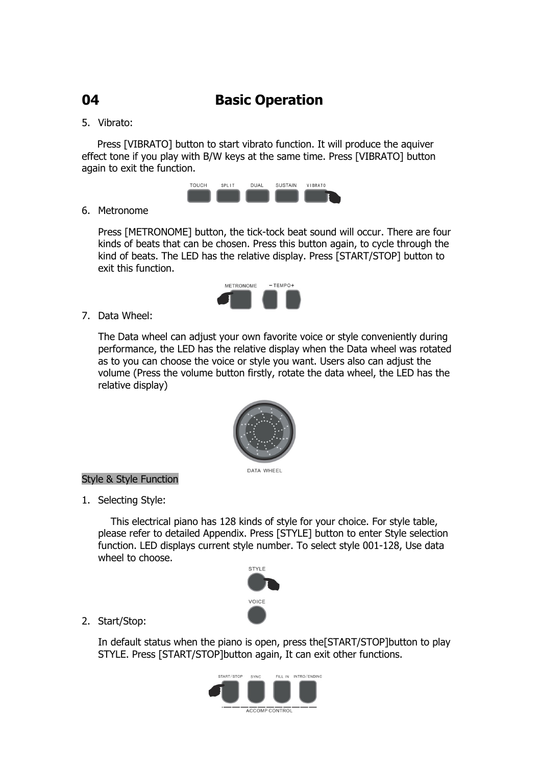# 04 Basic Operation

5. Vibrato:

   Press [VIBRATO] button to start vibrato function. It will produce the aquiver effect tone if you play with B/W keys at the same time. Press [VIBRATO] button again to exit the function.

   TOUCH SPLIT DUAL SUSTAIN VIBRATO

6. Metronome

   Press [METRONOME] button, the tick-tock beat sound will occur. There are four kinds of beats that can be chosen. Press this button again, to cycle through the kind of beats. The LED has the relative display. Press [START/STOP] button to exit this function.

   METRONOME −TEMPO+

7. Data Wheel:

   The Data wheel can adjust your own favorite voice or style conveniently during performance, the LED has the relative display when the Data wheel was rotated as to you can choose the voice or style you want. Users also can adjust the volume (Press the volume button firstly, rotate the data wheel, the LED has the relative display)

   DATA WHEEL

## Style & Style Function

1. Selecting Style:

   This electrical piano has 128 kinds of style for your choice. For style table, please refer to detailed Appendix. Press [STYLE] button to enter Style selection function. LED displays current style number. To select style 001-128, Use data wheel to choose.

   STYLE

   VOICE

2. Start/Stop:

   In default status when the piano is open, press the[START/STOP]button to play STYLE. Press [START/STOP]button again, It can exit other functions.

   START/STOP SYNC FILL IN INTRO/ENDING

   ACCOMP CONTROL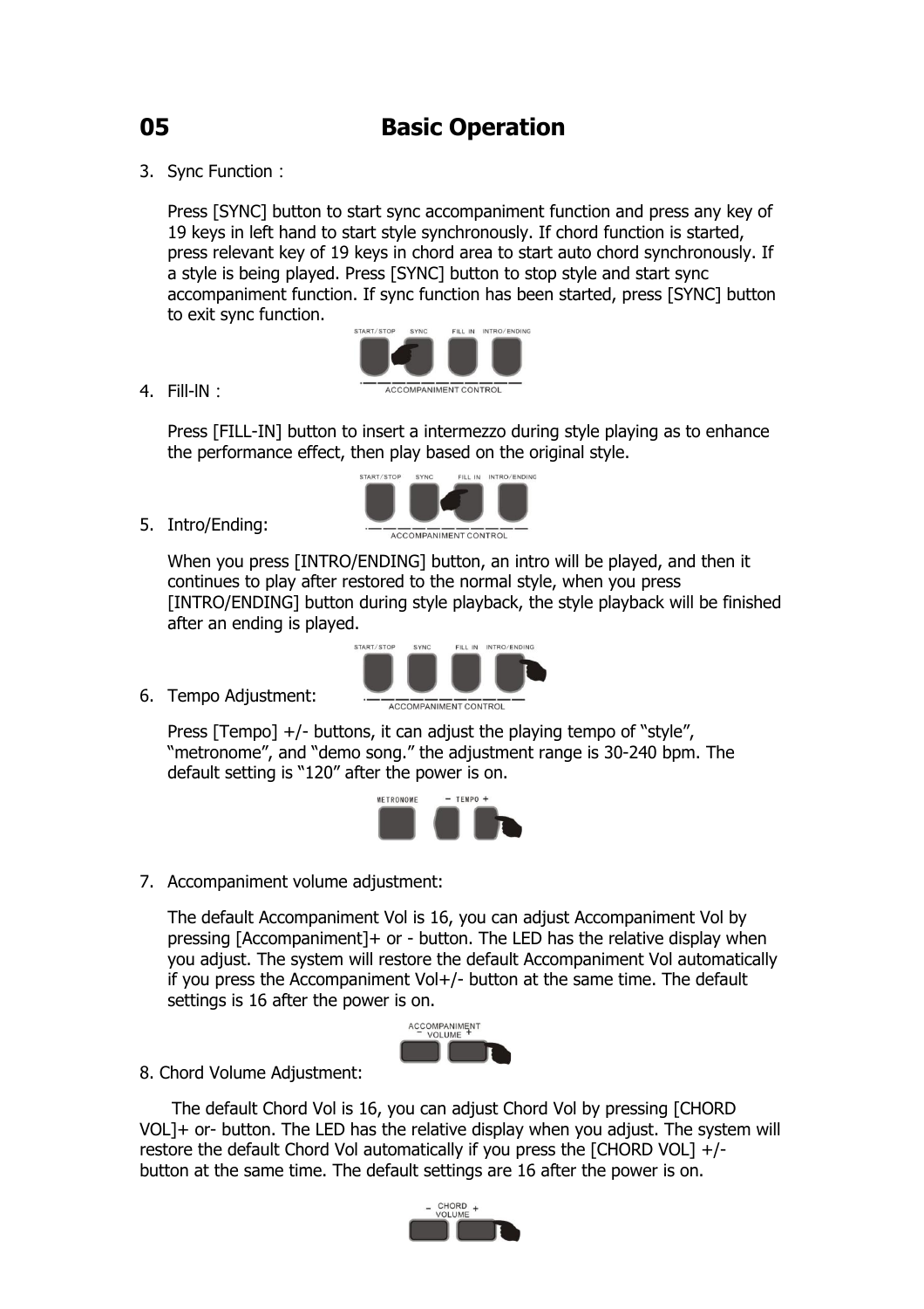# 05 Basic Operation

3. Sync Function :

   Press [SYNC] button to start sync accompaniment function and press any key of 19 keys in left hand to start style synchronously. If chord function is started, press relevant key of 19 keys in chord area to start auto chord synchronously. If a style is being played. Press [SYNC] button to stop style and start sync accompaniment function. If sync function has been started, press [SYNC] button to exit sync function.

4. Fill-IN :

   Press [FILL-IN] button to insert a intermezzo during style playing as to enhance the performance effect, then play based on the original style.

5. Intro/Ending:

   When you press [INTRO/ENDING] button, an intro will be played, and then it continues to play after restored to the normal style, when you press [INTRO/ENDING] button during style playback, the style playback will be finished after an ending is played.

6. Tempo Adjustment:

   Press [Tempo] +/- buttons, it can adjust the playing tempo of "style", "metronome", and "demo song." the adjustment range is 30-240 bpm. The default setting is "120" after the power is on.

7. Accompaniment volume adjustment:

   The default Accompaniment Vol is 16, you can adjust Accompaniment Vol by pressing [Accompaniment]+ or - button. The LED has the relative display when you adjust. The system will restore the default Accompaniment Vol automatically if you press the Accompaniment Vol+/- button at the same time. The default settings is 16 after the power is on.

8. Chord Volume Adjustment:

   The default Chord Vol is 16, you can adjust Chord Vol by pressing [CHORD VOL]+ or- button. The LED has the relative display when you adjust. The system will restore the default Chord Vol automatically if you press the [CHORD VOL] +/- button at the same time. The default settings are 16 after the power is on.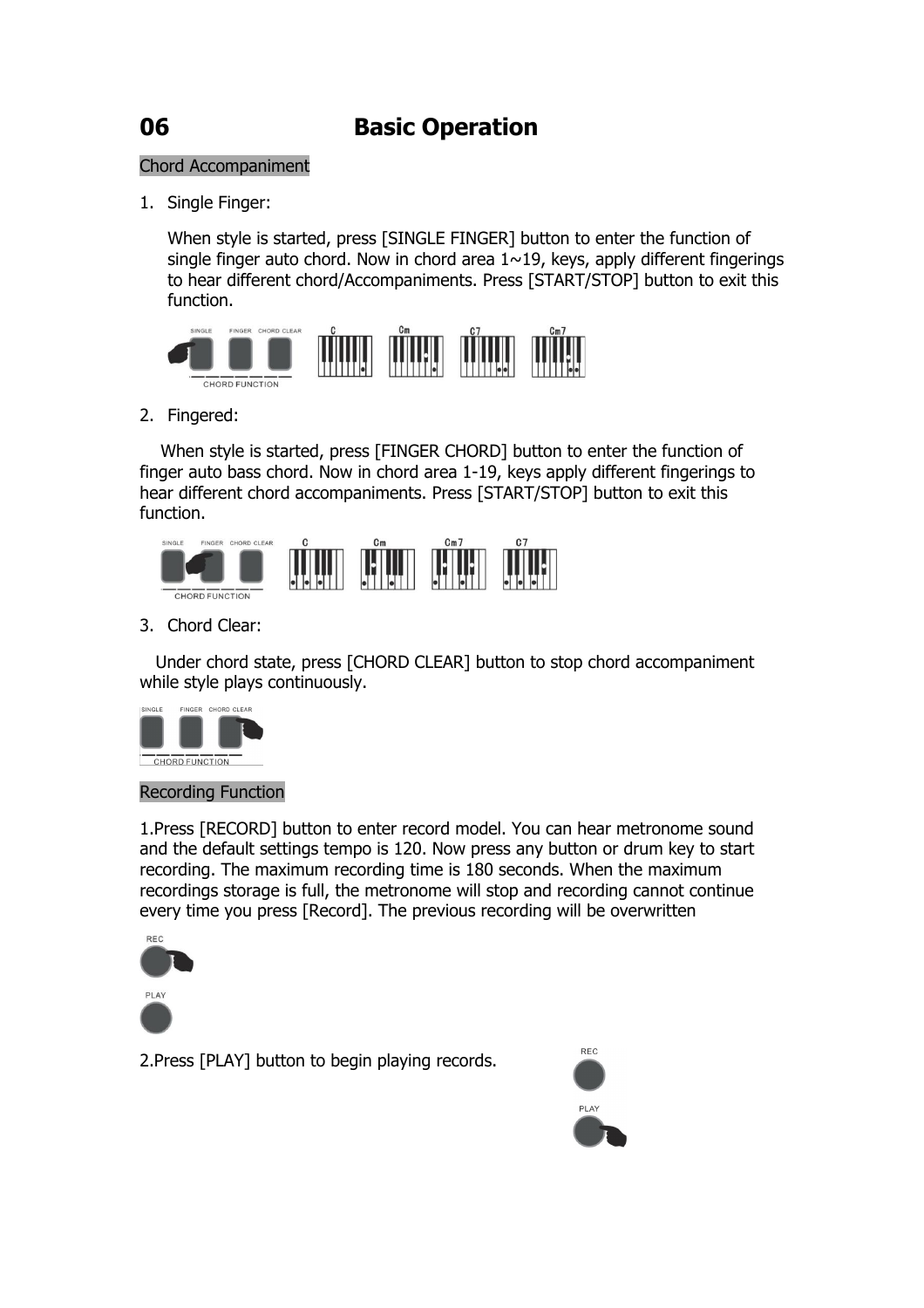# 06 Basic Operation

## Chord Accompaniment

1. Single Finger:

   When style is started, press [SINGLE FINGER] button to enter the function of single finger auto chord. Now in chord area 1~19, keys, apply different fingerings to hear different chord/Accompaniments. Press [START/STOP] button to exit this function.

2. Fingered:

   When style is started, press [FINGER CHORD] button to enter the function of finger auto bass chord. Now in chord area 1-19, keys apply different fingerings to hear different chord accompaniments. Press [START/STOP] button to exit this function.

3. Chord Clear:

   Under chord state, press [CHORD CLEAR] button to stop chord accompaniment while style plays continuously.

## Recording Function

1.Press [RECORD] button to enter record model. You can hear metronome sound and the default settings tempo is 120. Now press any button or drum key to start recording. The maximum recording time is 180 seconds. When the maximum recordings storage is full, the metronome will stop and recording cannot continue every time you press [Record]. The previous recording will be overwritten

2.Press [PLAY] button to begin playing records.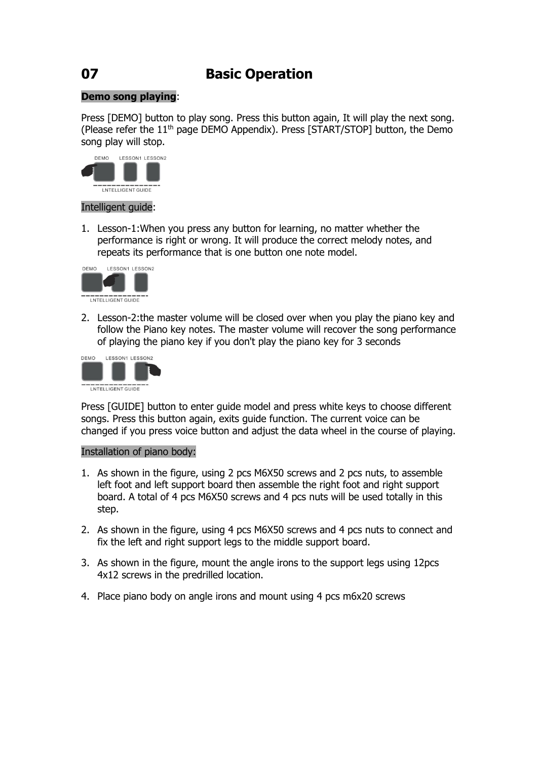# 07 Basic Operation

**Demo song playing**:

Press [DEMO] button to play song. Press this button again, It will play the next song. (Please refer the 11th page DEMO Appendix). Press [START/STOP] button, the Demo song play will stop.

Intelligent guide:

1. Lesson-1:When you press any button for learning, no matter whether the performance is right or wrong. It will produce the correct melody notes, and repeats its performance that is one button one note model.

2. Lesson-2:the master volume will be closed over when you play the piano key and follow the Piano key notes. The master volume will recover the song performance of playing the piano key if you don't play the piano key for 3 seconds

Press [GUIDE] button to enter guide model and press white keys to choose different songs. Press this button again, exits guide function. The current voice can be changed if you press voice button and adjust the data wheel in the course of playing.

Installation of piano body:

1. As shown in the figure, using 2 pcs M6X50 screws and 2 pcs nuts, to assemble left foot and left support board then assemble the right foot and right support board. A total of 4 pcs M6X50 screws and 4 pcs nuts will be used totally in this step.

2. As shown in the figure, using 4 pcs M6X50 screws and 4 pcs nuts to connect and fix the left and right support legs to the middle support board.

3. As shown in the figure, mount the angle irons to the support legs using 12pcs 4x12 screws in the predrilled location.

4. Place piano body on angle irons and mount using 4 pcs m6x20 screws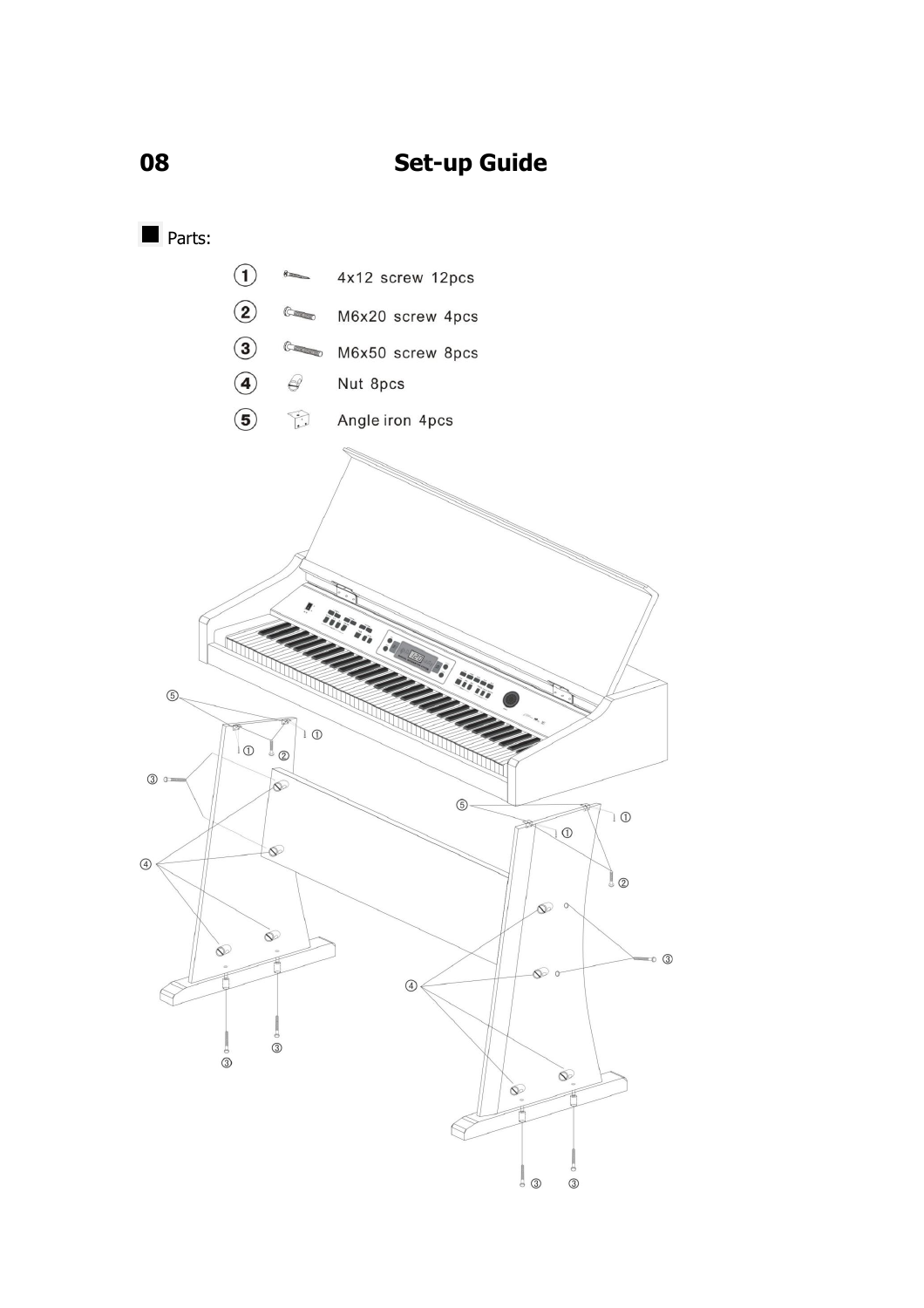# 08 Set-up Guide

■ Parts:

1. 4x12 screw 12pcs
2. M6x20 screw 4pcs
3. M6x50 screw 8pcs
4. Nut 8pcs
5. Angle iron 4pcs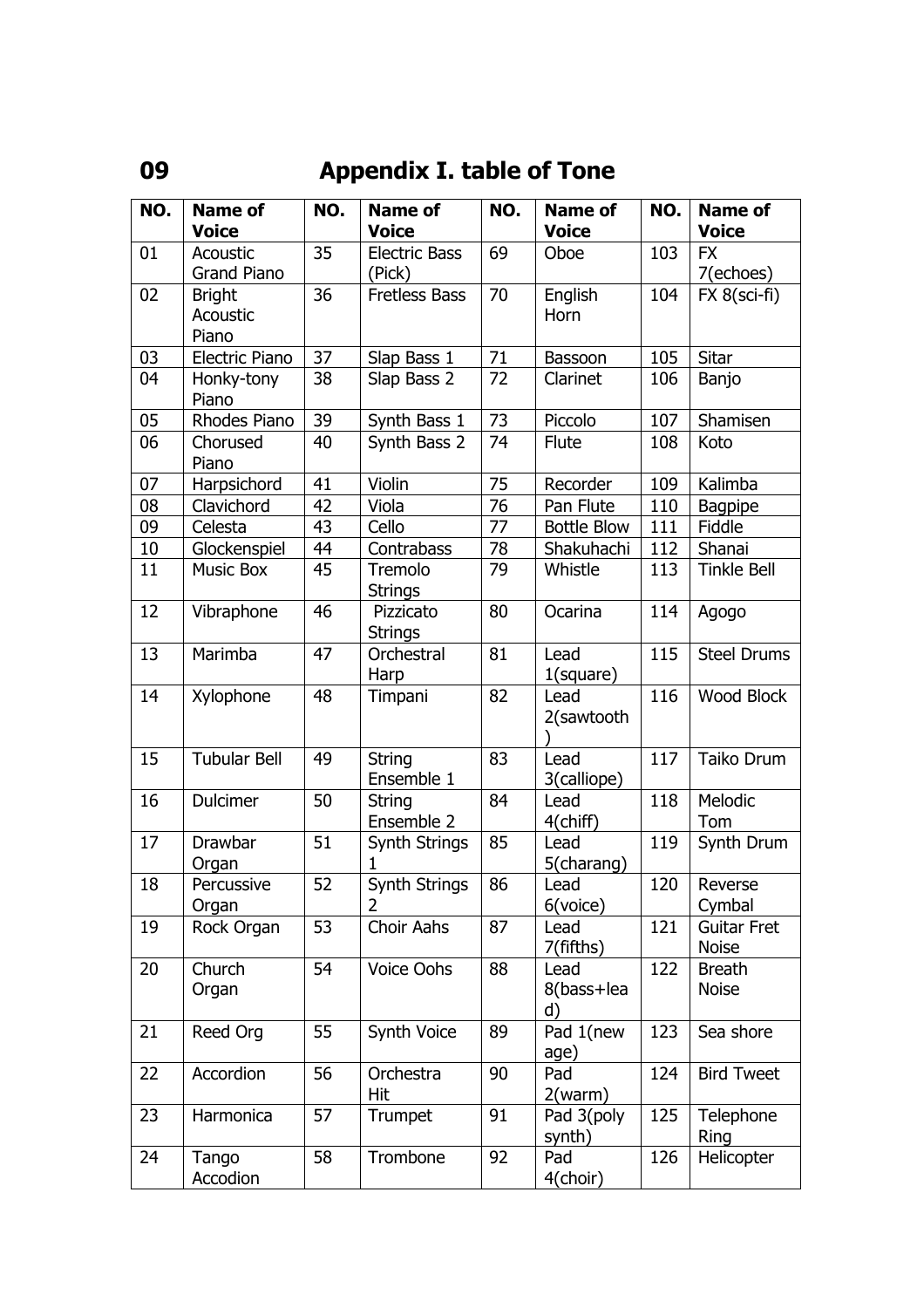## 09 Appendix I. table of Tone

| NO. | Name of Voice | NO. | Name of Voice | NO. | Name of Voice | NO. | Name of Voice |
|---|---|---|---|---|---|---|---|
| 01 | Acoustic Grand Piano | 35 | Electric Bass (Pick) | 69 | Oboe | 103 | FX 7(echoes) |
| 02 | Bright Acoustic Piano | 36 | Fretless Bass | 70 | English Horn | 104 | FX 8(sci-fi) |
| 03 | Electric Piano | 37 | Slap Bass 1 | 71 | Bassoon | 105 | Sitar |
| 04 | Honky-tony Piano | 38 | Slap Bass 2 | 72 | Clarinet | 106 | Banjo |
| 05 | Rhodes Piano | 39 | Synth Bass 1 | 73 | Piccolo | 107 | Shamisen |
| 06 | Chorused Piano | 40 | Synth Bass 2 | 74 | Flute | 108 | Koto |
| 07 | Harpsichord | 41 | Violin | 75 | Recorder | 109 | Kalimba |
| 08 | Clavichord | 42 | Viola | 76 | Pan Flute | 110 | Bagpipe |
| 09 | Celesta | 43 | Cello | 77 | Bottle Blow | 111 | Fiddle |
| 10 | Glockenspiel | 44 | Contrabass | 78 | Shakuhachi | 112 | Shanai |
| 11 | Music Box | 45 | Tremolo Strings | 79 | Whistle | 113 | Tinkle Bell |
| 12 | Vibraphone | 46 | Pizzicato Strings | 80 | Ocarina | 114 | Agogo |
| 13 | Marimba | 47 | Orchestral Harp | 81 | Lead 1(square) | 115 | Steel Drums |
| 14 | Xylophone | 48 | Timpani | 82 | Lead 2(sawtooth) | 116 | Wood Block |
| 15 | Tubular Bell | 49 | String Ensemble 1 | 83 | Lead 3(calliope) | 117 | Taiko Drum |
| 16 | Dulcimer | 50 | String Ensemble 2 | 84 | Lead 4(chiff) | 118 | Melodic Tom |
| 17 | Drawbar Organ | 51 | Synth Strings 1 | 85 | Lead 5(charang) | 119 | Synth Drum |
| 18 | Percussive Organ | 52 | Synth Strings 2 | 86 | Lead 6(voice) | 120 | Reverse Cymbal |
| 19 | Rock Organ | 53 | Choir Aahs | 87 | Lead 7(fifths) | 121 | Guitar Fret Noise |
| 20 | Church Organ | 54 | Voice Oohs | 88 | Lead 8(bass+lead) | 122 | Breath Noise |
| 21 | Reed Org | 55 | Synth Voice | 89 | Pad 1(new age) | 123 | Sea shore |
| 22 | Accordion | 56 | Orchestra Hit | 90 | Pad 2(warm) | 124 | Bird Tweet |
| 23 | Harmonica | 57 | Trumpet | 91 | Pad 3(poly synth) | 125 | Telephone Ring |
| 24 | Tango Accodion | 58 | Trombone | 92 | Pad 4(choir) | 126 | Helicopter |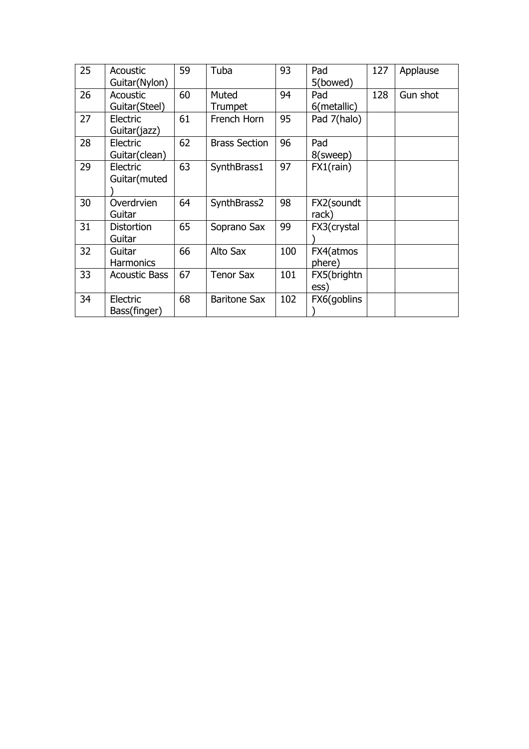| 25 | Acoustic Guitar(Nylon) | 59 | Tuba | 93 | Pad 5(bowed) | 127 | Applause |
|---|---|---|---|---|---|---|---|
| 26 | Acoustic Guitar(Steel) | 60 | Muted Trumpet | 94 | Pad 6(metallic) | 128 | Gun shot |
| 27 | Electric Guitar(jazz) | 61 | French Horn | 95 | Pad 7(halo) | | |
| 28 | Electric Guitar(clean) | 62 | Brass Section | 96 | Pad 8(sweep) | | |
| 29 | Electric Guitar(muted ) | 63 | SynthBrass1 | 97 | FX1(rain) | | |
| 30 | Overdrvien Guitar | 64 | SynthBrass2 | 98 | FX2(soundt rack) | | |
| 31 | Distortion Guitar | 65 | Soprano Sax | 99 | FX3(crystal ) | | |
| 32 | Guitar Harmonics | 66 | Alto Sax | 100 | FX4(atmos phere) | | |
| 33 | Acoustic Bass | 67 | Tenor Sax | 101 | FX5(brightn ess) | | |
| 34 | Electric Bass(finger) | 68 | Baritone Sax | 102 | FX6(goblins ) | | |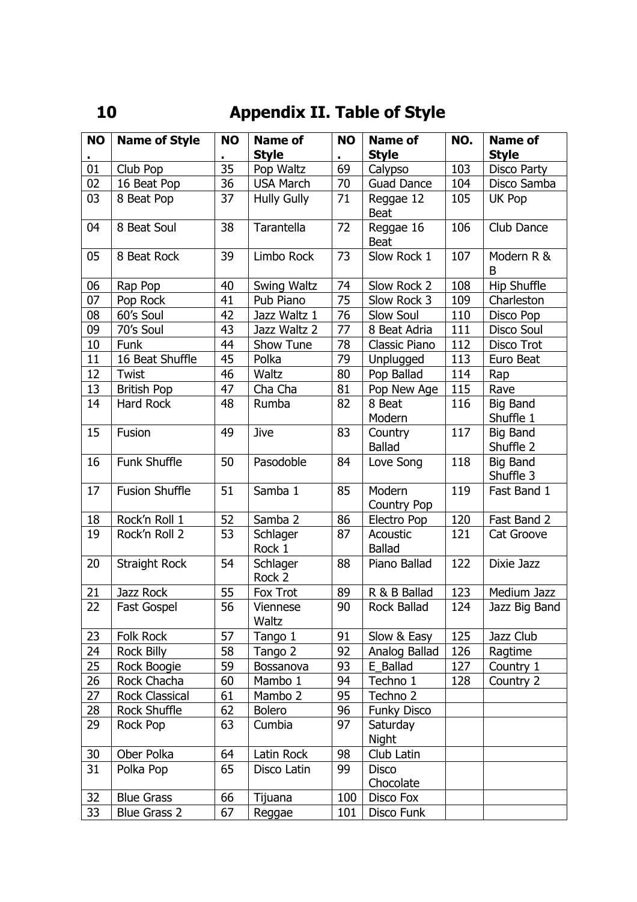# 10 Appendix II. Table of Style

| NO. | Name of Style | NO. | Name of Style | NO. | Name of Style | NO. | Name of Style |
|---|---|---|---|---|---|---|---|
| 01 | Club Pop | 35 | Pop Waltz | 69 | Calypso | 103 | Disco Party |
| 02 | 16 Beat Pop | 36 | USA March | 70 | Guad Dance | 104 | Disco Samba |
| 03 | 8 Beat Pop | 37 | Hully Gully | 71 | Reggae 12 Beat | 105 | UK Pop |
| 04 | 8 Beat Soul | 38 | Tarantella | 72 | Reggae 16 Beat | 106 | Club Dance |
| 05 | 8 Beat Rock | 39 | Limbo Rock | 73 | Slow Rock 1 | 107 | Modern R & B |
| 06 | Rap Pop | 40 | Swing Waltz | 74 | Slow Rock 2 | 108 | Hip Shuffle |
| 07 | Pop Rock | 41 | Pub Piano | 75 | Slow Rock 3 | 109 | Charleston |
| 08 | 60's Soul | 42 | Jazz Waltz 1 | 76 | Slow Soul | 110 | Disco Pop |
| 09 | 70's Soul | 43 | Jazz Waltz 2 | 77 | 8 Beat Adria | 111 | Disco Soul |
| 10 | Funk | 44 | Show Tune | 78 | Classic Piano | 112 | Disco Trot |
| 11 | 16 Beat Shuffle | 45 | Polka | 79 | Unplugged | 113 | Euro Beat |
| 12 | Twist | 46 | Waltz | 80 | Pop Ballad | 114 | Rap |
| 13 | British Pop | 47 | Cha Cha | 81 | Pop New Age | 115 | Rave |
| 14 | Hard Rock | 48 | Rumba | 82 | 8 Beat Modern | 116 | Big Band Shuffle 1 |
| 15 | Fusion | 49 | Jive | 83 | Country Ballad | 117 | Big Band Shuffle 2 |
| 16 | Funk Shuffle | 50 | Pasodoble | 84 | Love Song | 118 | Big Band Shuffle 3 |
| 17 | Fusion Shuffle | 51 | Samba 1 | 85 | Modern Country Pop | 119 | Fast Band 1 |
| 18 | Rock'n Roll 1 | 52 | Samba 2 | 86 | Electro Pop | 120 | Fast Band 2 |
| 19 | Rock'n Roll 2 | 53 | Schlager Rock 1 | 87 | Acoustic Ballad | 121 | Cat Groove |
| 20 | Straight Rock | 54 | Schlager Rock 2 | 88 | Piano Ballad | 122 | Dixie Jazz |
| 21 | Jazz Rock | 55 | Fox Trot | 89 | R & B Ballad | 123 | Medium Jazz |
| 22 | Fast Gospel | 56 | Viennese Waltz | 90 | Rock Ballad | 124 | Jazz Big Band |
| 23 | Folk Rock | 57 | Tango 1 | 91 | Slow & Easy | 125 | Jazz Club |
| 24 | Rock Billy | 58 | Tango 2 | 92 | Analog Ballad | 126 | Ragtime |
| 25 | Rock Boogie | 59 | Bossanova | 93 | E_Ballad | 127 | Country 1 |
| 26 | Rock Chacha | 60 | Mambo 1 | 94 | Techno 1 | 128 | Country 2 |
| 27 | Rock Classical | 61 | Mambo 2 | 95 | Techno 2 | | |
| 28 | Rock Shuffle | 62 | Bolero | 96 | Funky Disco | | |
| 29 | Rock Pop | 63 | Cumbia | 97 | Saturday Night | | |
| 30 | Ober Polka | 64 | Latin Rock | 98 | Club Latin | | |
| 31 | Polka Pop | 65 | Disco Latin | 99 | Disco Chocolate | | |
| 32 | Blue Grass | 66 | Tijuana | 100 | Disco Fox | | |
| 33 | Blue Grass 2 | 67 | Reggae | 101 | Disco Funk | | |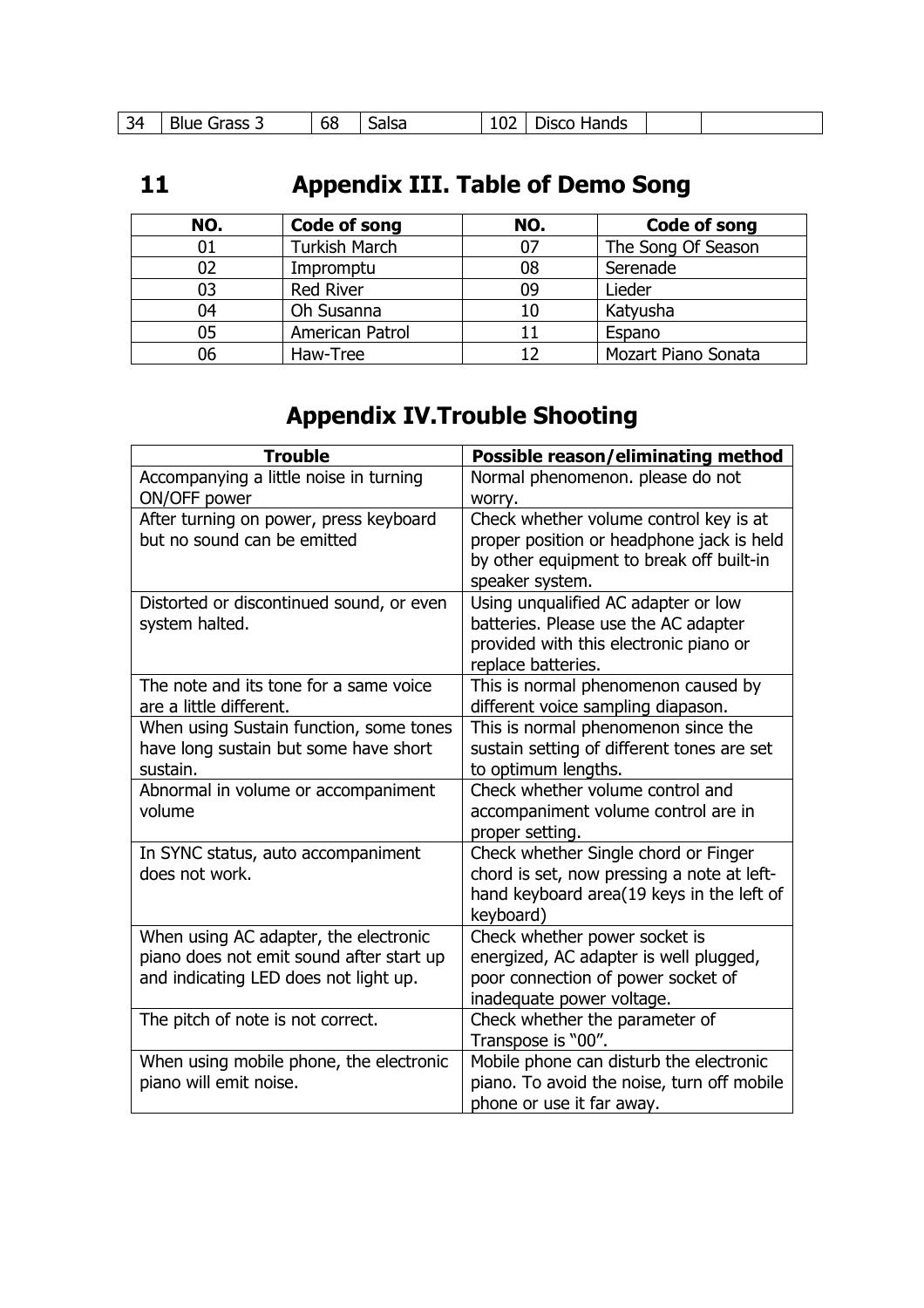| 34 | Blue Grass 3 | 68 | Salsa | 102 | Disco Hands | | |
|---|---|---|---|---|---|---|---|

## 11 Appendix III. Table of Demo Song

| NO. | Code of song | NO. | Code of song |
|---|---|---|---|
| 01 | Turkish March | 07 | The Song Of Season |
| 02 | Impromptu | 08 | Serenade |
| 03 | Red River | 09 | Lieder |
| 04 | Oh Susanna | 10 | Katyusha |
| 05 | American Patrol | 11 | Espano |
| 06 | Haw-Tree | 12 | Mozart Piano Sonata |

## Appendix IV.Trouble Shooting

| Trouble | Possible reason/eliminating method |
|---|---|
| Accompanying a little noise in turning ON/OFF power | Normal phenomenon. please do not worry. |
| After turning on power, press keyboard but no sound can be emitted | Check whether volume control key is at proper position or headphone jack is held by other equipment to break off built-in speaker system. |
| Distorted or discontinued sound, or even system halted. | Using unqualified AC adapter or low batteries. Please use the AC adapter provided with this electronic piano or replace batteries. |
| The note and its tone for a same voice are a little different. | This is normal phenomenon caused by different voice sampling diapason. |
| When using Sustain function, some tones have long sustain but some have short sustain. | This is normal phenomenon since the sustain setting of different tones are set to optimum lengths. |
| Abnormal in volume or accompaniment volume | Check whether volume control and accompaniment volume control are in proper setting. |
| In SYNC status, auto accompaniment does not work. | Check whether Single chord or Finger chord is set, now pressing a note at left-hand keyboard area(19 keys in the left of keyboard) |
| When using AC adapter, the electronic piano does not emit sound after start up and indicating LED does not light up. | Check whether power socket is energized, AC adapter is well plugged, poor connection of power socket of inadequate power voltage. |
| The pitch of note is not correct. | Check whether the parameter of Transpose is "00". |
| When using mobile phone, the electronic piano will emit noise. | Mobile phone can disturb the electronic piano. To avoid the noise, turn off mobile phone or use it far away. |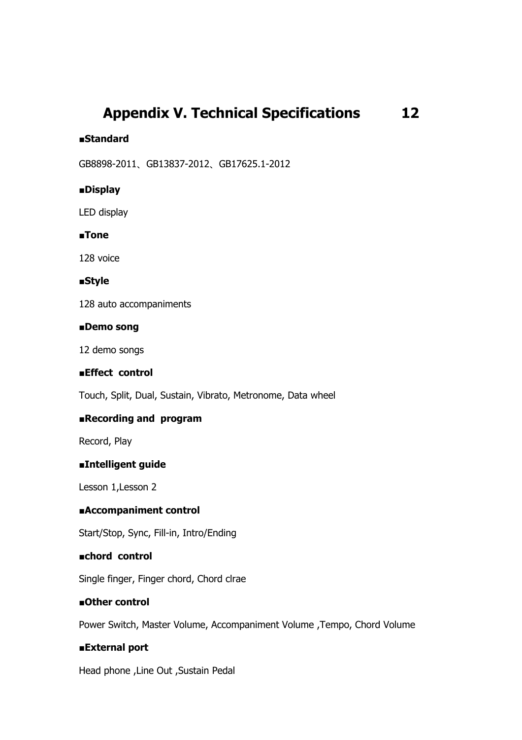# Appendix V. Technical Specifications 12

**■Standard**

GB8898-2011、GB13837-2012、GB17625.1-2012

**■Display**

LED display

**■Tone**

128 voice

**■Style**

128 auto accompaniments

**■Demo song**

12 demo songs

**■Effect control**

Touch, Split, Dual, Sustain, Vibrato, Metronome, Data wheel

**■Recording and program**

Record, Play

**■Intelligent guide**

Lesson 1,Lesson 2

**■Accompaniment control**

Start/Stop, Sync, Fill-in, Intro/Ending

**■chord control**

Single finger, Finger chord, Chord clrae

**■Other control**

Power Switch, Master Volume, Accompaniment Volume ,Tempo, Chord Volume

**■External port**

Head phone ,Line Out ,Sustain Pedal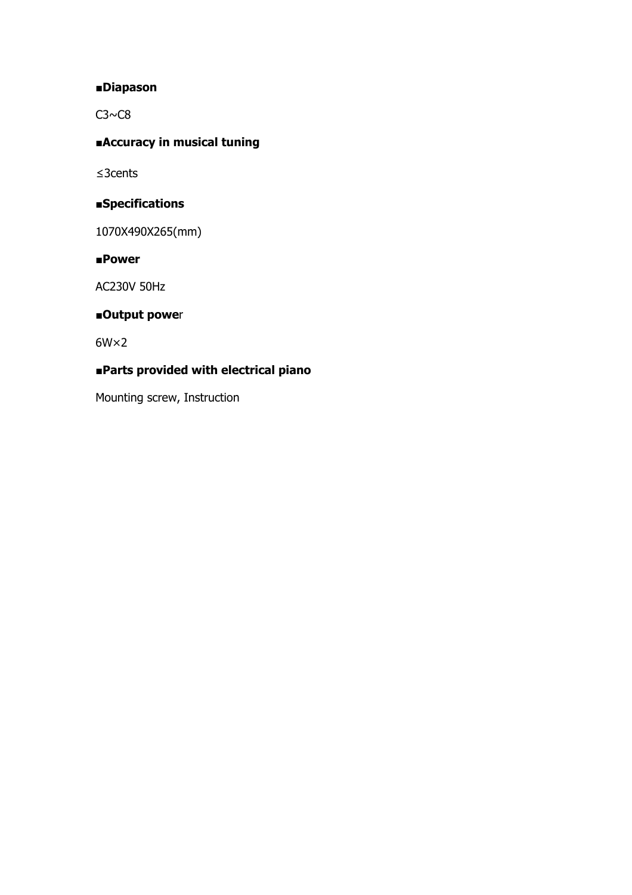**■Diapason**

C3~C8

**■Accuracy in musical tuning**

≤3cents

**■Specifications**

1070X490X265(mm)

**■Power**

AC230V 50Hz

**■Output powe**r

6W×2

**■Parts provided with electrical piano**

Mounting screw, Instruction